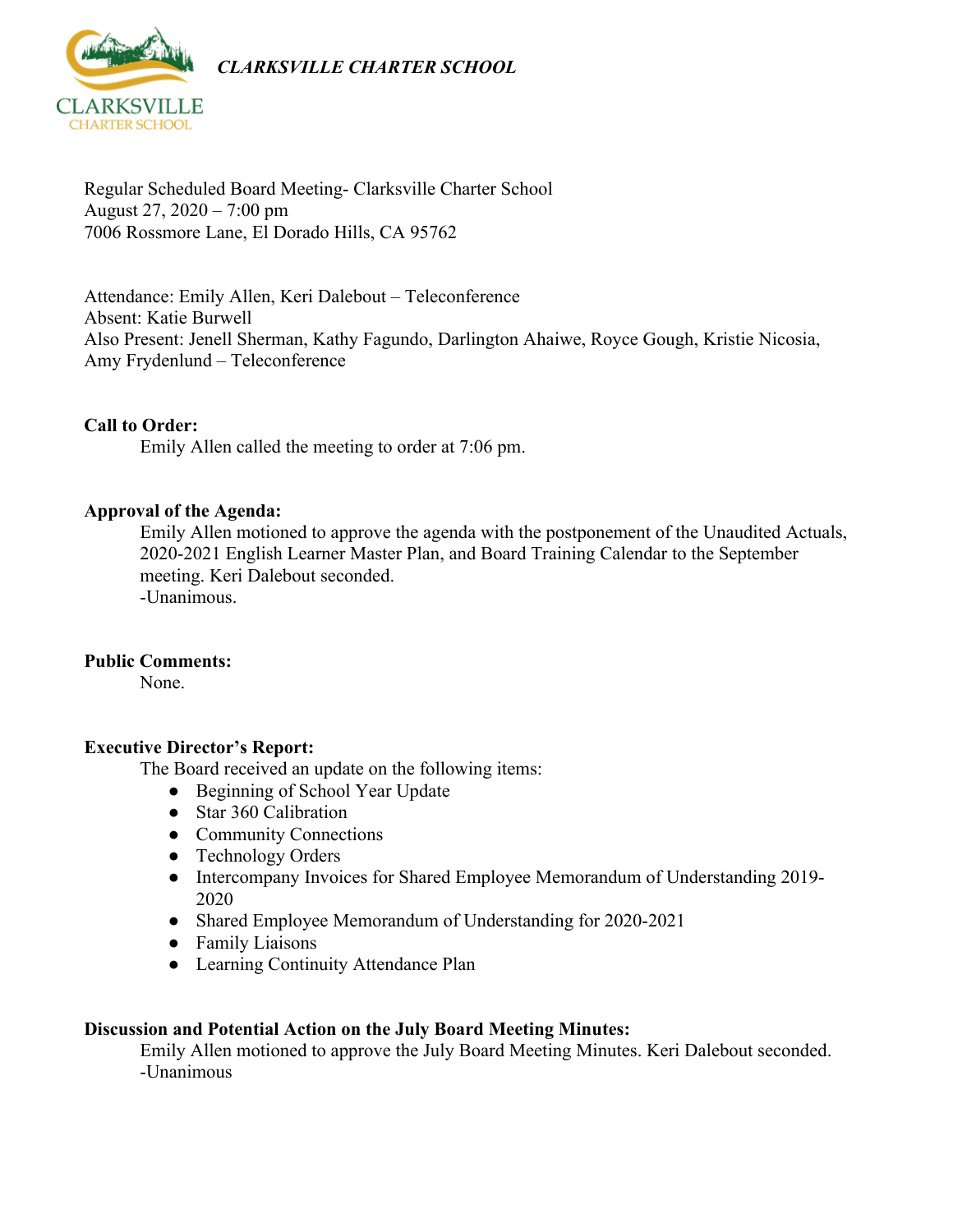*CLARKSVILLE CHARTER SCHOOL*

Regular Scheduled Board Meeting- Clarksville Charter School
August 27, 2020 – 7:00 pm
7006 Rossmore Lane, El Dorado Hills, CA 95762

Attendance: Emily Allen, Keri Dalebout – Teleconference
Absent: Katie Burwell
Also Present: Jenell Sherman, Kathy Fagundo, Darlington Ahaiwe, Royce Gough, Kristie Nicosia, Amy Frydenlund – Teleconference

**Call to Order:**

Emily Allen called the meeting to order at 7:06 pm.

**Approval of the Agenda:**

Emily Allen motioned to approve the agenda with the postponement of the Unaudited Actuals, 2020-2021 English Learner Master Plan, and Board Training Calendar to the September meeting. Keri Dalebout seconded.
-Unanimous.

**Public Comments:**

None.

**Executive Director's Report:**

The Board received an update on the following items:

- Beginning of School Year Update
- Star 360 Calibration
- Community Connections
- Technology Orders
- Intercompany Invoices for Shared Employee Memorandum of Understanding 2019-2020
- Shared Employee Memorandum of Understanding for 2020-2021
- Family Liaisons
- Learning Continuity Attendance Plan

**Discussion and Potential Action on the July Board Meeting Minutes:**

Emily Allen motioned to approve the July Board Meeting Minutes. Keri Dalebout seconded.
-Unanimous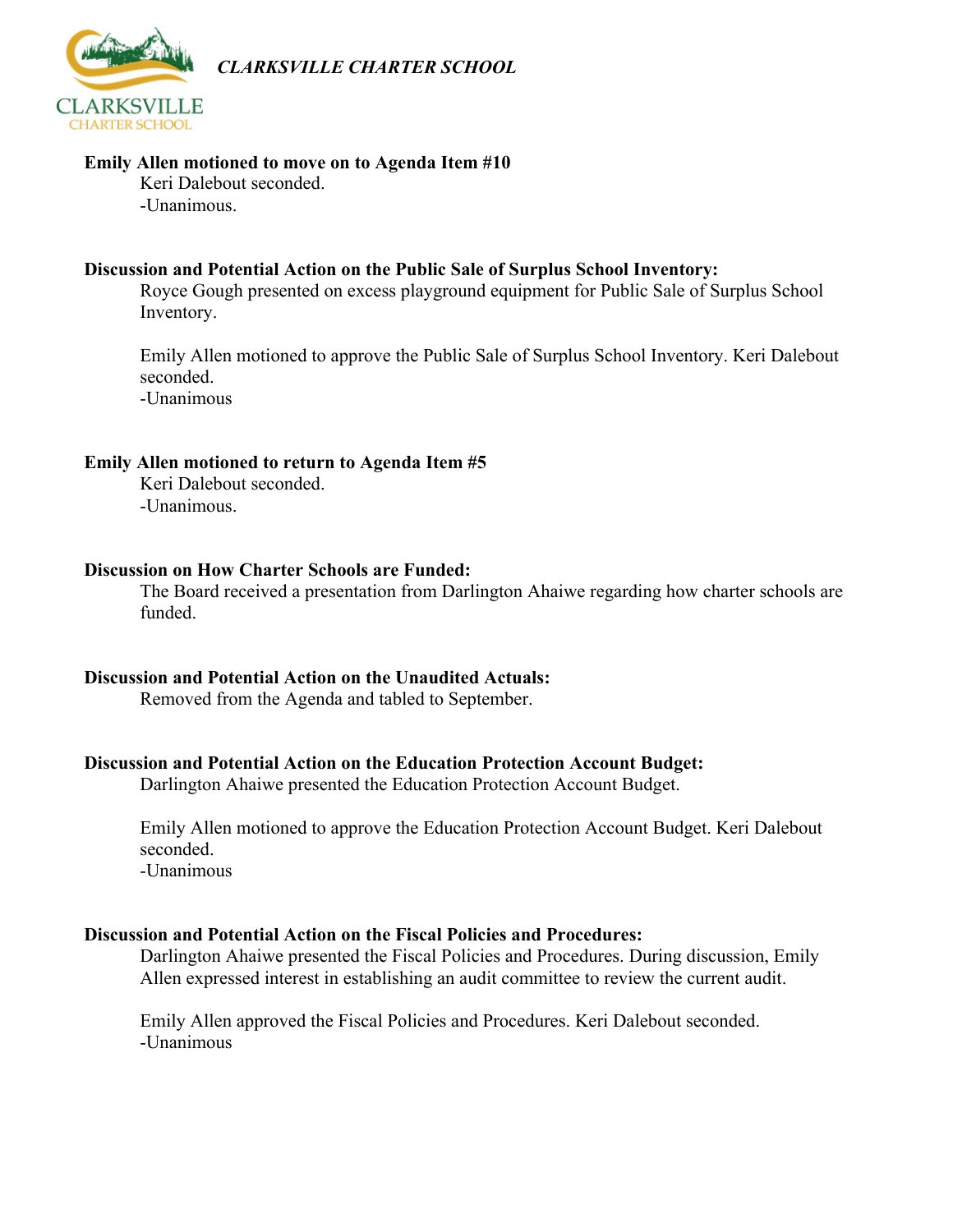**Emily Allen motioned to move on to Agenda Item #10**

Keri Dalebout seconded.
-Unanimous.

**Discussion and Potential Action on the Public Sale of Surplus School Inventory:**

Royce Gough presented on excess playground equipment for Public Sale of Surplus School Inventory.

Emily Allen motioned to approve the Public Sale of Surplus School Inventory. Keri Dalebout seconded.
-Unanimous

**Emily Allen motioned to return to Agenda Item #5**

Keri Dalebout seconded.
-Unanimous.

**Discussion on How Charter Schools are Funded:**

The Board received a presentation from Darlington Ahaiwe regarding how charter schools are funded.

**Discussion and Potential Action on the Unaudited Actuals:**

Removed from the Agenda and tabled to September.

**Discussion and Potential Action on the Education Protection Account Budget:**

Darlington Ahaiwe presented the Education Protection Account Budget.

Emily Allen motioned to approve the Education Protection Account Budget. Keri Dalebout seconded.
-Unanimous

**Discussion and Potential Action on the Fiscal Policies and Procedures:**

Darlington Ahaiwe presented the Fiscal Policies and Procedures. During discussion, Emily Allen expressed interest in establishing an audit committee to review the current audit.

Emily Allen approved the Fiscal Policies and Procedures. Keri Dalebout seconded.
-Unanimous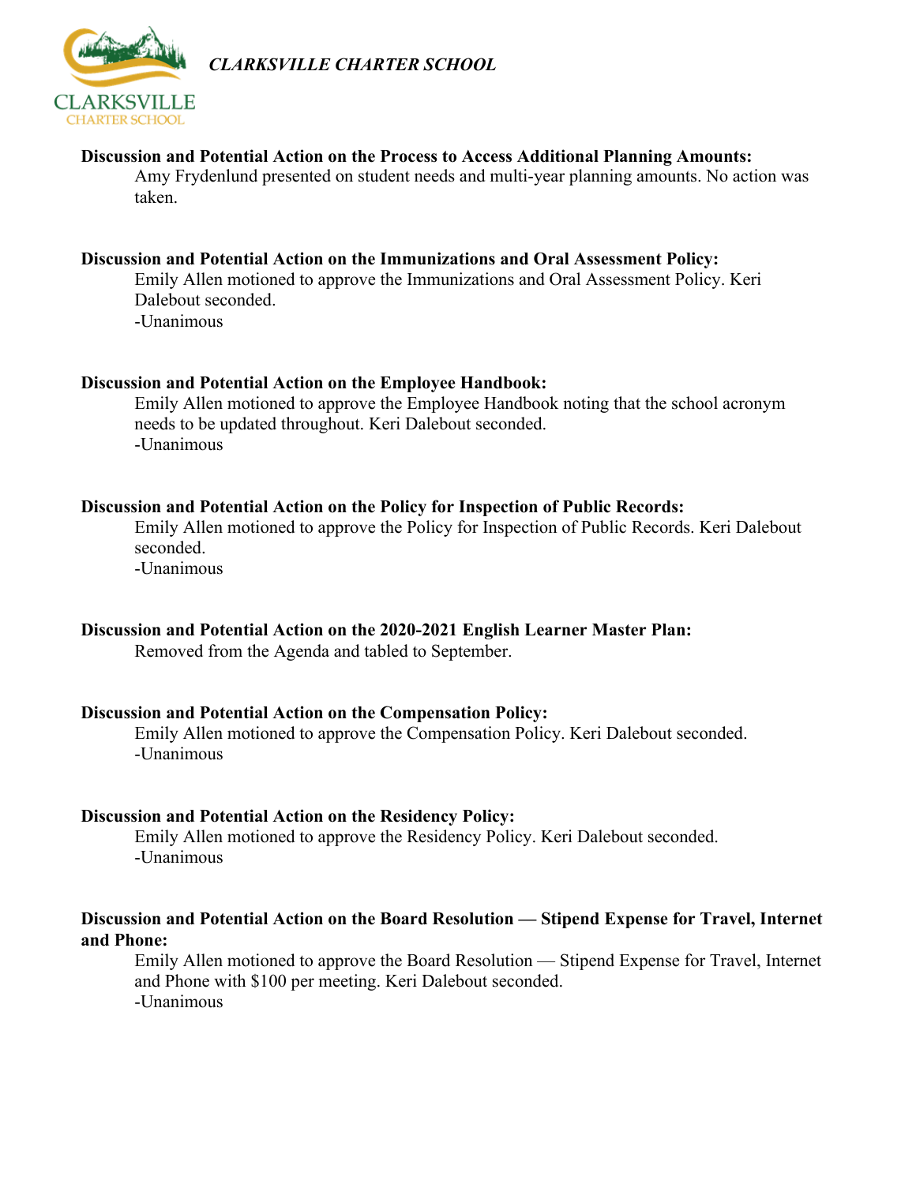**Discussion and Potential Action on the Process to Access Additional Planning Amounts:**

Amy Frydenlund presented on student needs and multi-year planning amounts. No action was taken.

**Discussion and Potential Action on the Immunizations and Oral Assessment Policy:**

Emily Allen motioned to approve the Immunizations and Oral Assessment Policy. Keri Dalebout seconded.
-Unanimous

**Discussion and Potential Action on the Employee Handbook:**

Emily Allen motioned to approve the Employee Handbook noting that the school acronym needs to be updated throughout. Keri Dalebout seconded.
-Unanimous

**Discussion and Potential Action on the Policy for Inspection of Public Records:**

Emily Allen motioned to approve the Policy for Inspection of Public Records. Keri Dalebout seconded.
-Unanimous

**Discussion and Potential Action on the 2020-2021 English Learner Master Plan:**

Removed from the Agenda and tabled to September.

**Discussion and Potential Action on the Compensation Policy:**

Emily Allen motioned to approve the Compensation Policy. Keri Dalebout seconded.
-Unanimous

**Discussion and Potential Action on the Residency Policy:**

Emily Allen motioned to approve the Residency Policy. Keri Dalebout seconded.
-Unanimous

**Discussion and Potential Action on the Board Resolution — Stipend Expense for Travel, Internet and Phone:**

Emily Allen motioned to approve the Board Resolution — Stipend Expense for Travel, Internet and Phone with $100 per meeting. Keri Dalebout seconded.
-Unanimous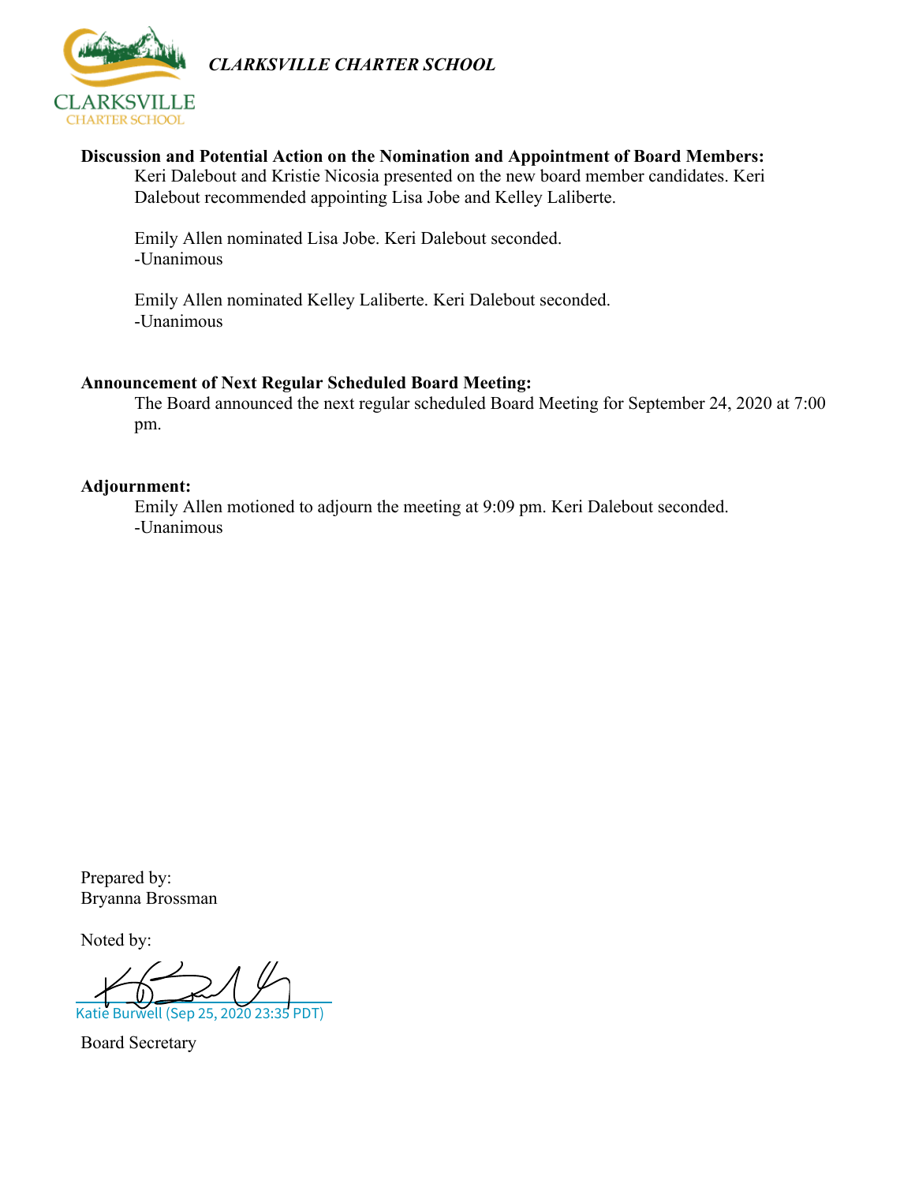*CLARKSVILLE CHARTER SCHOOL*

**Discussion and Potential Action on the Nomination and Appointment of Board Members:**

Keri Dalebout and Kristie Nicosia presented on the new board member candidates. Keri Dalebout recommended appointing Lisa Jobe and Kelley Laliberte.

Emily Allen nominated Lisa Jobe. Keri Dalebout seconded.
-Unanimous

Emily Allen nominated Kelley Laliberte. Keri Dalebout seconded.
-Unanimous

**Announcement of Next Regular Scheduled Board Meeting:**

The Board announced the next regular scheduled Board Meeting for September 24, 2020 at 7:00 pm.

**Adjournment:**

Emily Allen motioned to adjourn the meeting at 9:09 pm. Keri Dalebout seconded.
-Unanimous

Prepared by:
Bryanna Brossman

Noted by:

Katie Burwell (Sep 25, 2020 23:35 PDT)

Board Secretary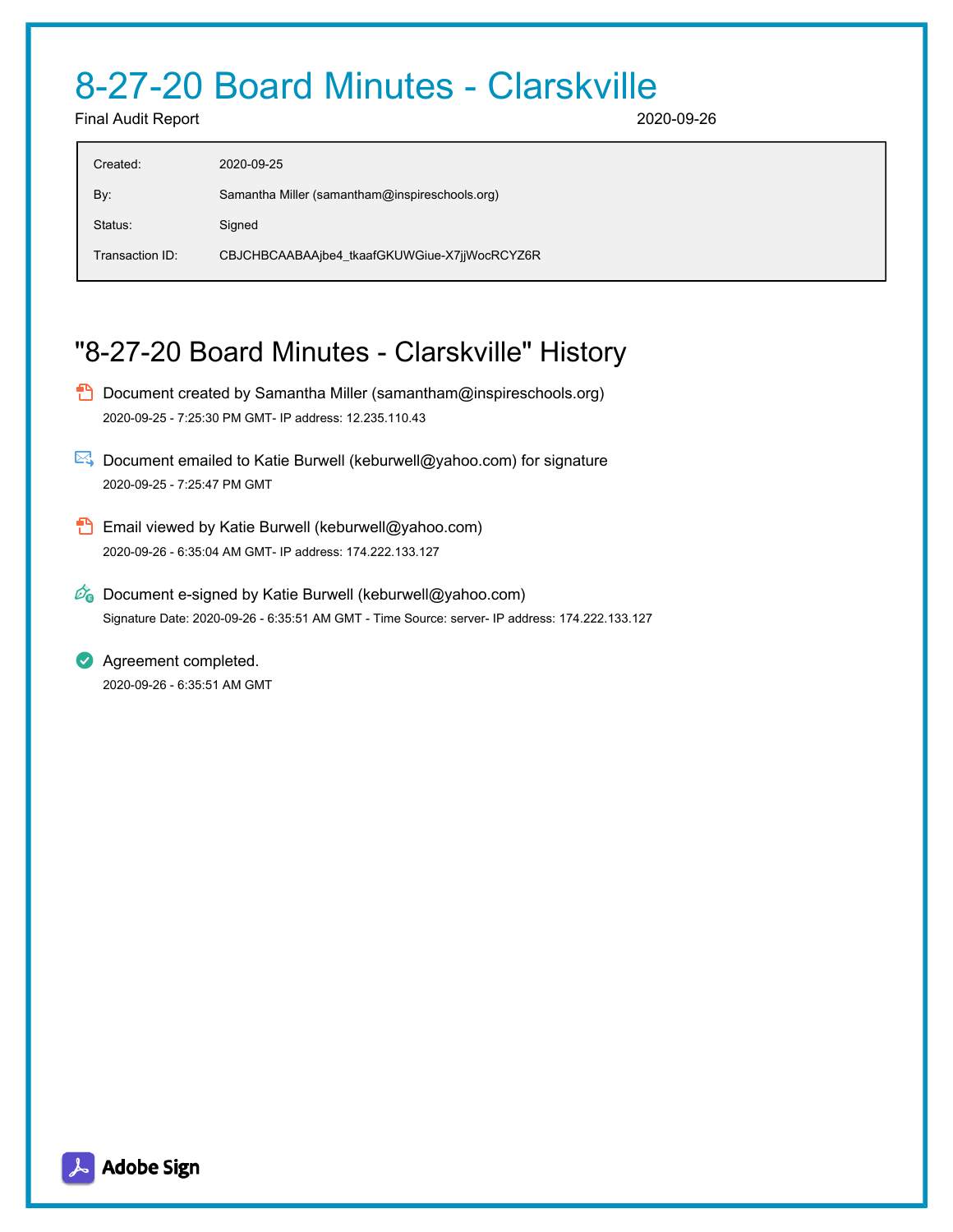# 8-27-20 Board Minutes - Clarskville

Final Audit Report 2020-09-26

| | |
|---|---|
| Created: | 2020-09-25 |
| By: | Samantha Miller (samantham@inspireschools.org) |
| Status: | Signed |
| Transaction ID: | CBJCHBCAABAAjbe4_tkaafGKUWGiue-X7jjWocRCYZ6R |

## "8-27-20 Board Minutes - Clarskville" History

- Document created by Samantha Miller (samantham@inspireschools.org)
  2020-09-25 - 7:25:30 PM GMT- IP address: 12.235.110.43

- Document emailed to Katie Burwell (keburwell@yahoo.com) for signature
  2020-09-25 - 7:25:47 PM GMT

- Email viewed by Katie Burwell (keburwell@yahoo.com)
  2020-09-26 - 6:35:04 AM GMT- IP address: 174.222.133.127

- Document e-signed by Katie Burwell (keburwell@yahoo.com)
  Signature Date: 2020-09-26 - 6:35:51 AM GMT - Time Source: server- IP address: 174.222.133.127

- Agreement completed.
  2020-09-26 - 6:35:51 AM GMT

Adobe Sign